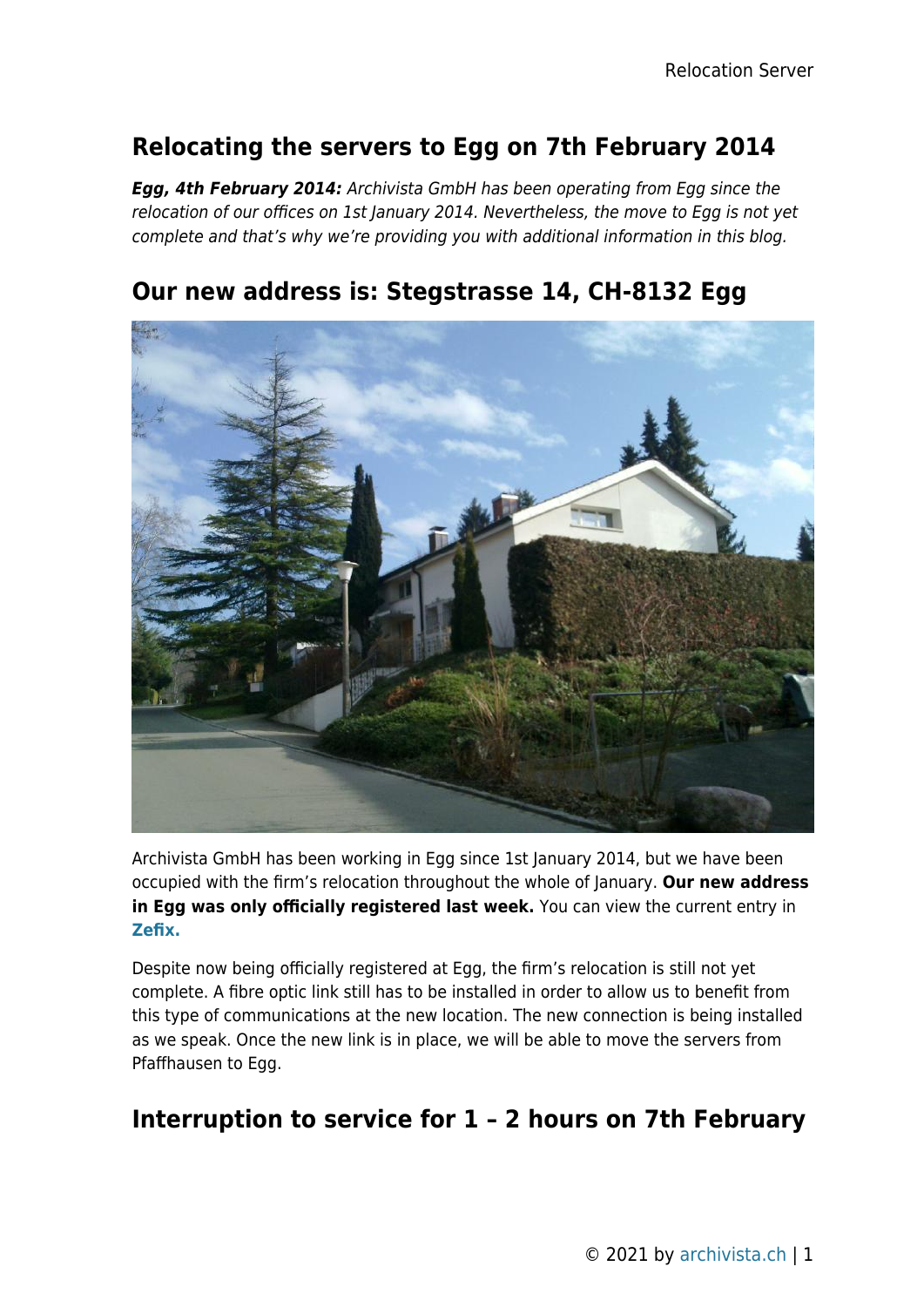## Relocating the servers to Egg on 7th February 2014

***Egg, 4th February 2014:*** *Archivista GmbH has been operating from Egg since the relocation of our offices on 1st January 2014. Nevertheless, the move to Egg is not yet complete and that's why we're providing you with additional information in this blog.*

## Our new address is: Stegstrasse 14, CH-8132 Egg

Archivista GmbH has been working in Egg since 1st January 2014, but we have been occupied with the firm's relocation throughout the whole of January. **Our new address in Egg was only officially registered last week.** You can view the current entry in **Zefix.**

Despite now being officially registered at Egg, the firm's relocation is still not yet complete. A fibre optic link still has to be installed in order to allow us to benefit from this type of communications at the new location. The new connection is being installed as we speak. Once the new link is in place, we will be able to move the servers from Pfaffhausen to Egg.

## Interruption to service for 1 – 2 hours on 7th February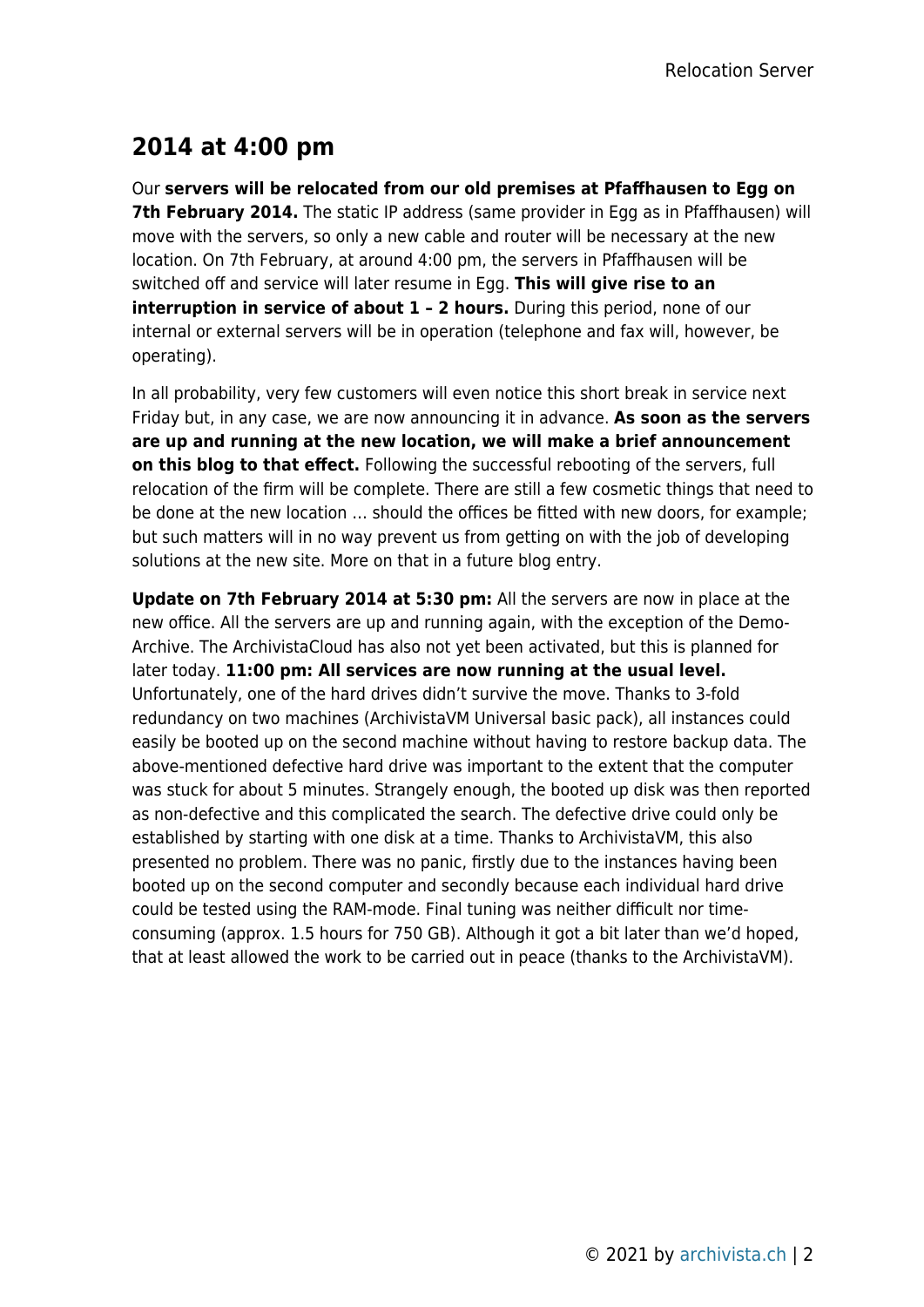## 2014 at 4:00 pm

Our **servers will be relocated from our old premises at Pfaffhausen to Egg on 7th February 2014.** The static IP address (same provider in Egg as in Pfaffhausen) will move with the servers, so only a new cable and router will be necessary at the new location. On 7th February, at around 4:00 pm, the servers in Pfaffhausen will be switched off and service will later resume in Egg. **This will give rise to an interruption in service of about 1 – 2 hours.** During this period, none of our internal or external servers will be in operation (telephone and fax will, however, be operating).

In all probability, very few customers will even notice this short break in service next Friday but, in any case, we are now announcing it in advance. **As soon as the servers are up and running at the new location, we will make a brief announcement on this blog to that effect.** Following the successful rebooting of the servers, full relocation of the firm will be complete. There are still a few cosmetic things that need to be done at the new location … should the offices be fitted with new doors, for example; but such matters will in no way prevent us from getting on with the job of developing solutions at the new site. More on that in a future blog entry.

**Update on 7th February 2014 at 5:30 pm:** All the servers are now in place at the new office. All the servers are up and running again, with the exception of the Demo-Archive. The ArchivistaCloud has also not yet been activated, but this is planned for later today. **11:00 pm: All services are now running at the usual level.** Unfortunately, one of the hard drives didn't survive the move. Thanks to 3-fold redundancy on two machines (ArchivistaVM Universal basic pack), all instances could easily be booted up on the second machine without having to restore backup data. The above-mentioned defective hard drive was important to the extent that the computer was stuck for about 5 minutes. Strangely enough, the booted up disk was then reported as non-defective and this complicated the search. The defective drive could only be established by starting with one disk at a time. Thanks to ArchivistaVM, this also presented no problem. There was no panic, firstly due to the instances having been booted up on the second computer and secondly because each individual hard drive could be tested using the RAM-mode. Final tuning was neither difficult nor time-consuming (approx. 1.5 hours for 750 GB). Although it got a bit later than we'd hoped, that at least allowed the work to be carried out in peace (thanks to the ArchivistaVM).